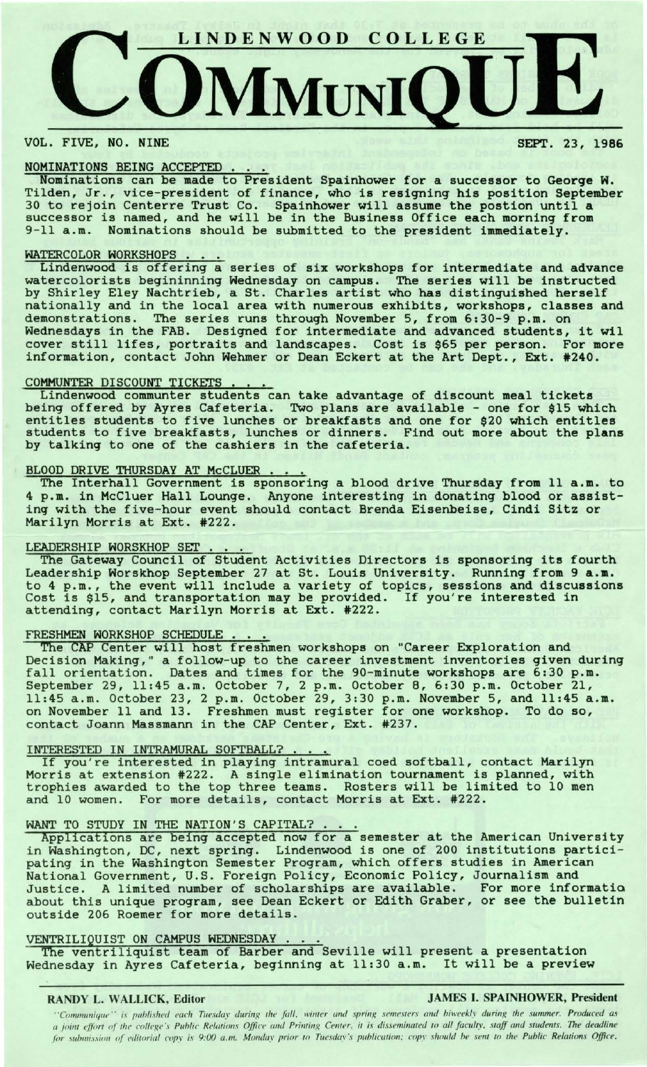# LINDENWOOD COLLEGE COMMUNIQUE

VOL. FIVE, NO. NINE SEPT. 23, 1986

## NOMINATIONS BEING ACCEPTED . . .

Nominations can be made to President Spainhower for a successor to George W. Tilden, Jr., vice-president of finance, who is resigning his position September 30 to rejoin Centerre Trust Co. Spainhower will assume the postion until a successor is named, and he will be in the Business Office each morning from 9-11 a.m. Nominations should be submitted to the president immediately.

## WATERCOLOR WORKSHOPS . . .

Lindenwood is offering a series of six workshops for intermediate and advance watercolorists begininning Wednesday on campus. The series will be instructed by Shirley Eley Nachtrieb, a St. Charles artist who has distinguished herself nationally and in the local area with numerous exhibits, workshops, classes and demonstrations. The series runs through November 5, from 6:30-9 p.m. on Wednesdays in the FAB. Designed for intermediate and advanced students, it wil cover still lifes, portraits and landscapes. Cost is $65 per person. For more information, contact John Wehmer or Dean Eckert at the Art Dept., Ext. #240.

## COMMUNTER DISCOUNT TICKETS . . .

Lindenwood communter students can take advantage of discount meal tickets being offered by Ayres Cafeteria. Two plans are available - one for $15 which entitles students to five lunches or breakfasts and one for $20 which entitles students to five breakfasts, lunches or dinners. Find out more about the plans by talking to one of the cashiers in the cafeteria.

## BLOOD DRIVE THURSDAY AT McCLUER . . .

The Interhall Government is sponsoring a blood drive Thursday from 11 a.m. to 4 p.m. in McCluer Hall Lounge. Anyone interesting in donating blood or assisting with the five-hour event should contact Brenda Eisenbeise, Cindi Sitz or Marilyn Morris at Ext. #222.

## LEADERSHIP WORSKHOP SET . . .

The Gateway Council of Student Activities Directors is sponsoring its fourth Leadership Worskhop September 27 at St. Louis University. Running from 9 a.m. to 4 p.m., the event will include a variety of topics, sessions and discussions Cost is $15, and transportation may be provided. If you're interested in attending, contact Marilyn Morris at Ext. #222.

## FRESHMEN WORKSHOP SCHEDULE . . .

The CAP Center will host freshmen workshops on "Career Exploration and Decision Making," a follow-up to the career investment inventories given during fall orientation. Dates and times for the 90-minute workshops are 6:30 p.m. September 29, 11:45 a.m. October 7, 2 p.m. October 8, 6:30 p.m. October 21, 11:45 a.m. October 23, 2 p.m. October 29, 3:30 p.m. November 5, and 11:45 a.m. on November 11 and 13. Freshmen must register for one workshop. To do so, contact Joann Massmann in the CAP Center, Ext. #237.

## INTERESTED IN INTRAMURAL SOFTBALL? . . .

If you're interested in playing intramural coed softball, contact Marilyn Morris at extension #222. A single elimination tournament is planned, with trophies awarded to the top three teams. Rosters will be limited to 10 men and 10 women. For more details, contact Morris at Ext. #222.

## WANT TO STUDY IN THE NATION'S CAPITAL? . . .

Applications are being accepted now for a semester at the American University in Washington, DC, next spring. Lindenwood is one of 200 institutions participating in the Washington Semester Program, which offers studies in American National Government, U.S. Foreign Policy, Economic Policy, Journalism and Justice. A limited number of scholarships are available. For more informatio about this unique program, see Dean Eckert or Edith Graber, or see the bulletin outside 206 Roemer for more details.

## VENTRILIQUIST ON CAMPUS WEDNESDAY . . .

The ventriliquist team of Barber and Seville will present a presentation Wednesday in Ayres Cafeteria, beginning at 11:30 a.m. It will be a preview

**RANDY L. WALLICK, Editor** **JAMES I. SPAINHOWER, President**

*"Communique" is published each Tuesday during the fall, winter and spring semesters and biweekly during the summer. Produced as a joint effort of the college's Public Relations Office and Printing Center, it is disseminated to all faculty, staff and students. The deadline for submission of editorial copy is 9:00 a.m. Monday prior to Tuesday's publication; copy should be sent to the Public Relations Office.*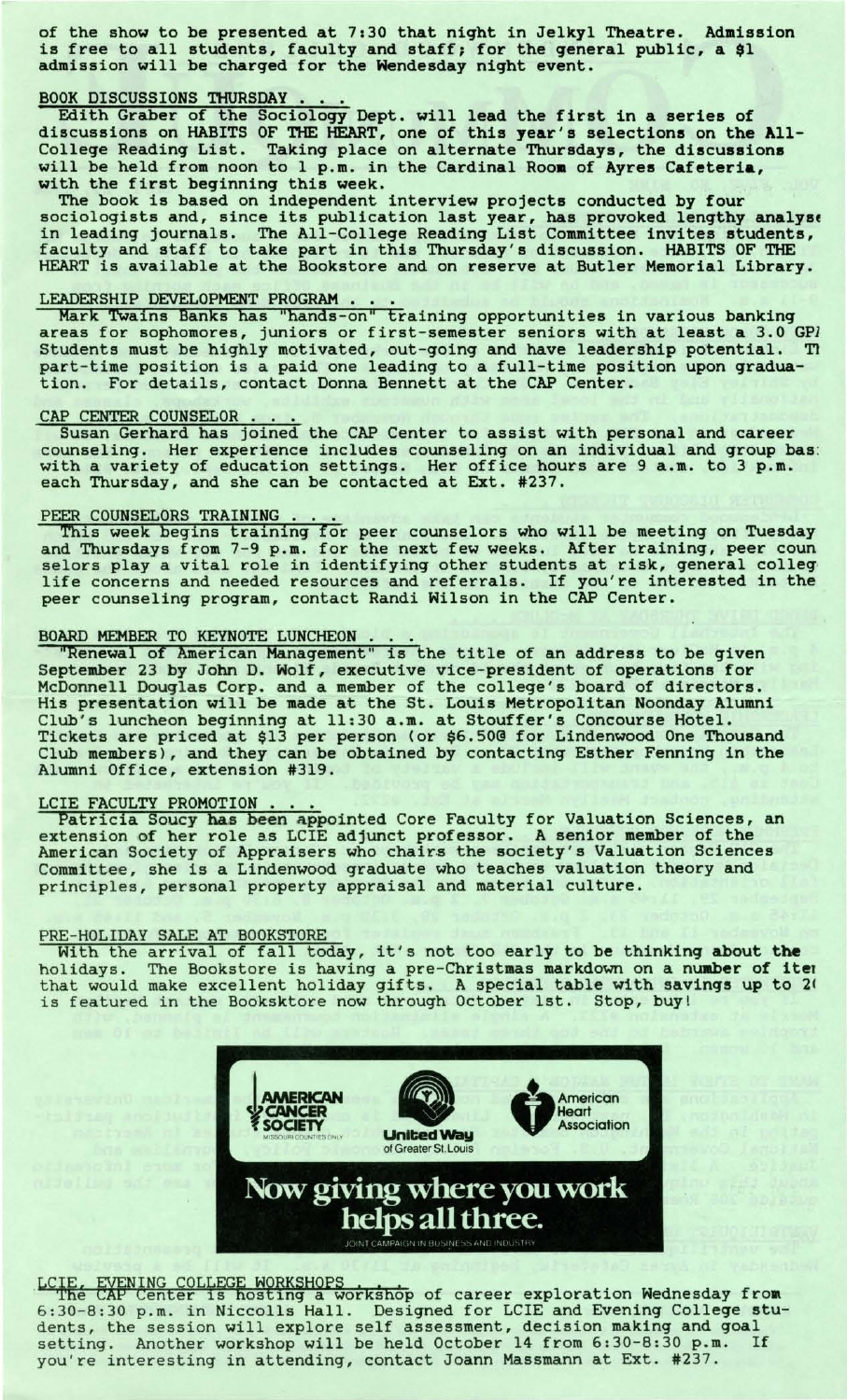of the show to be presented at 7:30 that night in Jelkyl Theatre. Admission is free to all students, faculty and staff; for the general public, a $1 admission will be charged for the Wendesday night event.

BOOK DISCUSSIONS THURSDAY . . .

Edith Graber of the Sociology Dept. will lead the first in a series of discussions on HABITS OF THE HEART, one of this year's selections on the All-College Reading List. Taking place on alternate Thursdays, the discussions will be held from noon to 1 p.m. in the Cardinal Room of Ayres Cafeteria, with the first beginning this week.

The book is based on independent interview projects conducted by four sociologists and, since its publication last year, has provoked lengthy analyse in leading journals. The All-College Reading List Committee invites students, faculty and staff to take part in this Thursday's discussion. HABITS OF THE HEART is available at the Bookstore and on reserve at Butler Memorial Library.

LEADERSHIP DEVELOPMENT PROGRAM . . .

Mark Twains Banks has "hands-on" training opportunities in various banking areas for sophomores, juniors or first-semester seniors with at least a 3.0 GP. Students must be highly motivated, out-going and have leadership potential. Th part-time position is a paid one leading to a full-time position upon graduation. For details, contact Donna Bennett at the CAP Center.

CAP CENTER COUNSELOR . . .

Susan Gerhard has joined the CAP Center to assist with personal and career counseling. Her experience includes counseling on an individual and group bas with a variety of education settings. Her office hours are 9 a.m. to 3 p.m. each Thursday, and she can be contacted at Ext. #237.

PEER COUNSELORS TRAINING . . .

This week begins training for peer counselors who will be meeting on Tuesday and Thursdays from 7-9 p.m. for the next few weeks. After training, peer counselors play a vital role in identifying other students at risk, general colleg life concerns and needed resources and referrals. If you're interested in the peer counseling program, contact Randi Wilson in the CAP Center.

BOARD MEMBER TO KEYNOTE LUNCHEON . . .

"Renewal of American Management" is the title of an address to be given September 23 by John D. Wolf, executive vice-president of operations for McDonnell Douglas Corp. and a member of the college's board of directors. His presentation will be made at the St. Louis Metropolitan Noonday Alumni Club's luncheon beginning at 11:30 a.m. at Stouffer's Concourse Hotel. Tickets are priced at $13 per person (or $6.50@ for Lindenwood One Thousand Club members), and they can be obtained by contacting Esther Fenning in the Alumni Office, extension #319.

LCIE FACULTY PROMOTION . . .

Patricia Soucy has been appointed Core Faculty for Valuation Sciences, an extension of her role as LCIE adjunct professor. A senior member of the American Society of Appraisers who chairs the society's Valuation Sciences Committee, she is a Lindenwood graduate who teaches valuation theory and principles, personal property appraisal and material culture.

PRE-HOLIDAY SALE AT BOOKSTORE

With the arrival of fall today, it's not too early to be thinking about the holidays. The Bookstore is having a pre-Christmas markdown on a number of ite that would make excellent holiday gifts. A special table with savings up to 2 is featured in the Booksktore now through October 1st. Stop, buy!

AMERICAN CANCER SOCIETY MISSOURI COUNTIES ONLY

United Way of Greater St. Louis

American Heart Association

Now giving where you work helps all three.

JOINT CAMPAIGN IN BUSINESS AND INDUSTRY

LCIE, EVENING COLLEGE WORKSHOPS . . .

The CAP Center is hosting a workshop of career exploration Wednesday from 6:30-8:30 p.m. in Niccolls Hall. Designed for LCIE and Evening College students, the session will explore self assessment, decision making and goal setting. Another workshop will be held October 14 from 6:30-8:30 p.m. If you're interesting in attending, contact Joann Massmann at Ext. #237.